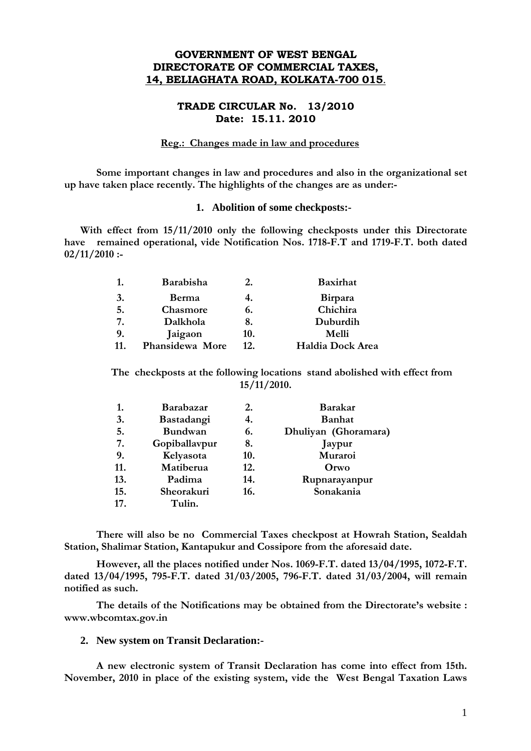# GOVERNMENT OF WEST BENGAL
# DIRECTORATE OF COMMERCIAL TAXES,
# 14, BELIAGHATA ROAD, KOLKATA-700 015.

## TRADE CIRCULAR No. 13/2010
## Date: 15.11. 2010

**Reg.: Changes made in law and procedures**

**Some important changes in law and procedures and also in the organizational set up have taken place recently. The highlights of the changes are as under:-**

### 1. Abolition of some checkposts:-

**With effect from 15/11/2010 only the following checkposts under this Directorate have remained operational, vide Notification Nos. 1718-F.T and 1719-F.T. both dated 02/11/2010 :-**

| | | | |
|---|---|---|---|
| **1.** | **Barabisha** | **2.** | **Baxirhat** |
| **3.** | **Berma** | **4.** | **Birpara** |
| **5.** | **Chasmore** | **6.** | **Chichira** |
| **7.** | **Dalkhola** | **8.** | **Duburdih** |
| **9.** | **Jaigaon** | **10.** | **Melli** |
| **11.** | **Phansidewa More** | **12.** | **Haldia Dock Area** |

**The checkposts at the following locations stand abolished with effect from 15/11/2010.**

| | | | |
|---|---|---|---|
| **1.** | **Barabazar** | **2.** | **Barakar** |
| **3.** | **Bastadangi** | **4.** | **Banhat** |
| **5.** | **Bundwan** | **6.** | **Dhuliyan (Ghoramara)** |
| **7.** | **Gopiballavpur** | **8.** | **Jaypur** |
| **9.** | **Kelyasota** | **10.** | **Muraroi** |
| **11.** | **Matiberua** | **12.** | **Orwo** |
| **13.** | **Padima** | **14.** | **Rupnarayanpur** |
| **15.** | **Sheorakuri** | **16.** | **Sonakania** |
| **17.** | **Tulin.** | | |

**There will also be no Commercial Taxes checkpost at Howrah Station, Sealdah Station, Shalimar Station, Kantapukur and Cossipore from the aforesaid date.**

**However, all the places notified under Nos. 1069-F.T. dated 13/04/1995, 1072-F.T. dated 13/04/1995, 795-F.T. dated 31/03/2005, 796-F.T. dated 31/03/2004, will remain notified as such.**

**The details of the Notifications may be obtained from the Directorate's website : www.wbcomtax.gov.in**

### 2. New system on Transit Declaration:-

**A new electronic system of Transit Declaration has come into effect from 15th. November, 2010 in place of the existing system, vide the West Bengal Taxation Laws**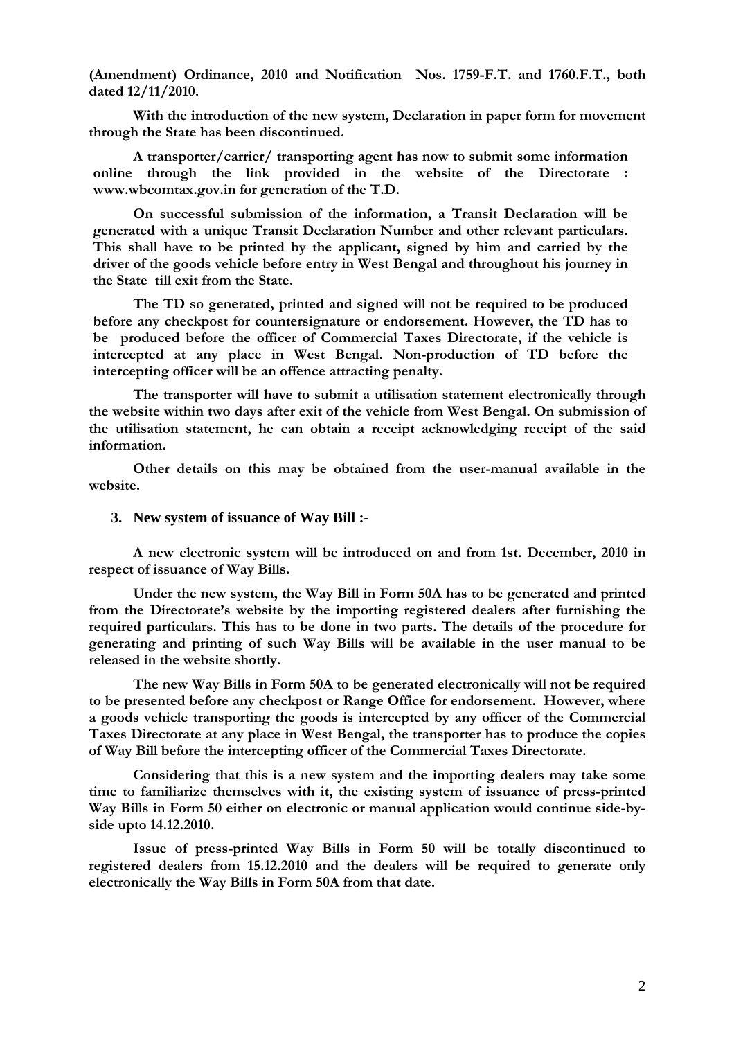**(Amendment) Ordinance, 2010 and Notification Nos. 1759-F.T. and 1760.F.T., both dated 12/11/2010.**

**With the introduction of the new system, Declaration in paper form for movement through the State has been discontinued.**

**A transporter/carrier/ transporting agent has now to submit some information online through the link provided in the website of the Directorate : www.wbcomtax.gov.in for generation of the T.D.**

**On successful submission of the information, a Transit Declaration will be generated with a unique Transit Declaration Number and other relevant particulars. This shall have to be printed by the applicant, signed by him and carried by the driver of the goods vehicle before entry in West Bengal and throughout his journey in the State till exit from the State.**

**The TD so generated, printed and signed will not be required to be produced before any checkpost for countersignature or endorsement. However, the TD has to be produced before the officer of Commercial Taxes Directorate, if the vehicle is intercepted at any place in West Bengal. Non-production of TD before the intercepting officer will be an offence attracting penalty.**

**The transporter will have to submit a utilisation statement electronically through the website within two days after exit of the vehicle from West Bengal. On submission of the utilisation statement, he can obtain a receipt acknowledging receipt of the said information.**

**Other details on this may be obtained from the user-manual available in the website.**

### 3. New system of issuance of Way Bill :-

**A new electronic system will be introduced on and from 1st. December, 2010 in respect of issuance of Way Bills.**

**Under the new system, the Way Bill in Form 50A has to be generated and printed from the Directorate's website by the importing registered dealers after furnishing the required particulars. This has to be done in two parts. The details of the procedure for generating and printing of such Way Bills will be available in the user manual to be released in the website shortly.**

**The new Way Bills in Form 50A to be generated electronically will not be required to be presented before any checkpost or Range Office for endorsement. However, where a goods vehicle transporting the goods is intercepted by any officer of the Commercial Taxes Directorate at any place in West Bengal, the transporter has to produce the copies of Way Bill before the intercepting officer of the Commercial Taxes Directorate.**

**Considering that this is a new system and the importing dealers may take some time to familiarize themselves with it, the existing system of issuance of press-printed Way Bills in Form 50 either on electronic or manual application would continue side-by-side upto 14.12.2010.**

**Issue of press-printed Way Bills in Form 50 will be totally discontinued to registered dealers from 15.12.2010 and the dealers will be required to generate only electronically the Way Bills in Form 50A from that date.**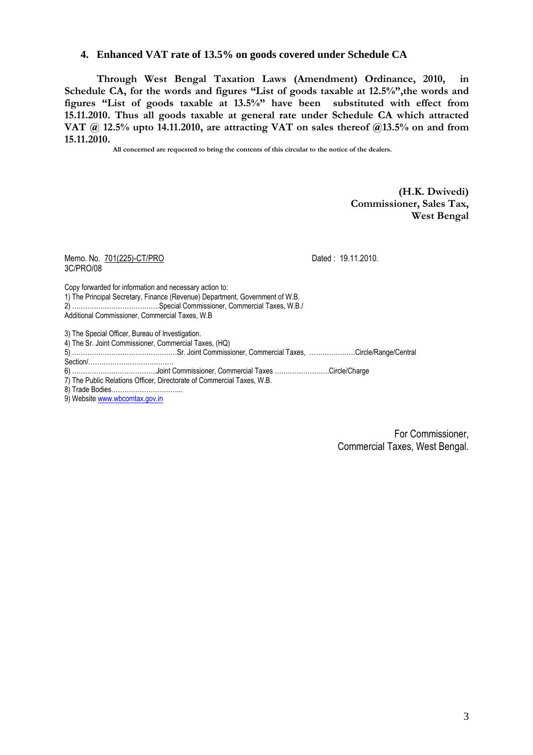## 4. Enhanced VAT rate of 13.5% on goods covered under Schedule CA

**Through West Bengal Taxation Laws (Amendment) Ordinance, 2010, in Schedule CA, for the words and figures "List of goods taxable at 12.5%",the words and figures "List of goods taxable at 13.5%" have been substituted with effect from 15.11.2010. Thus all goods taxable at general rate under Schedule CA which attracted VAT @ 12.5% upto 14.11.2010, are attracting VAT on sales thereof @13.5% on and from 15.11.2010.**

**All concerned are requested to bring the contents of this circular to the notice of the dealers.**

**(H.K. Dwivedi)**
**Commissioner, Sales Tax,**
**West Bengal**

Memo. No. 701(225)-CT/PRO
3C/PRO/08

Dated : 19.11.2010.

Copy forwarded for information and necessary action to:

1) The Principal Secretary, Finance (Revenue) Department, Government of W.B.
2) ………………………………….Special Commissioner, Commercial Taxes, W.B./ Additional Commissioner, Commercial Taxes, W.B

3) The Special Officer, Bureau of Investigation.
4) The Sr. Joint Commissioner, Commercial Taxes, (HQ)
5) ………………………………………..Sr. Joint Commissioner, Commercial Taxes, …………………Circle/Range/Central Section/…………………………………
6) ………………………………..Joint Commissioner, Commercial Taxes ……………………Circle/Charge
7) The Public Relations Officer, Directorate of Commercial Taxes, W.B.
8) Trade Bodies…………………………..
9) Website www.wbcomtax.gov.in

For Commissioner,
Commercial Taxes, West Bengal.